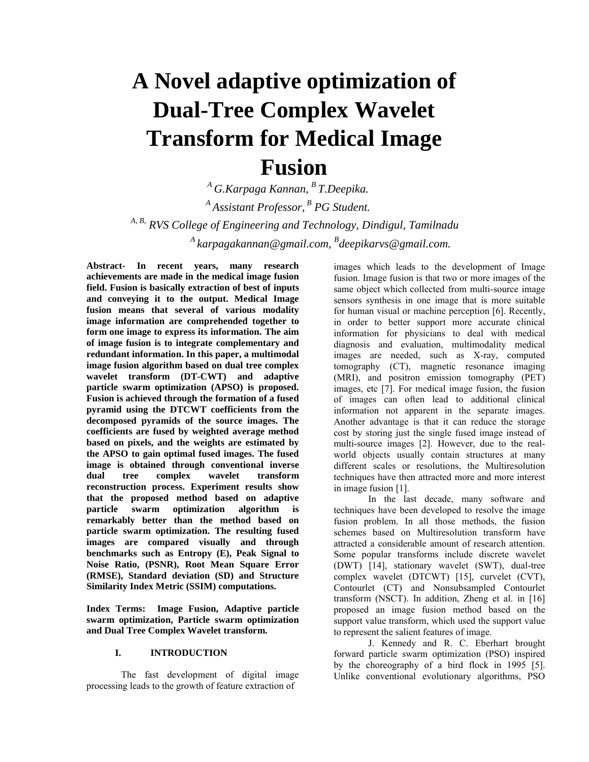# A Novel adaptive optimization of Dual-Tree Complex Wavelet Transform for Medical Image Fusion

[A] *G.Karpaga Kannan,* [B] *T.Deepika.*

[A] *Assistant Professor,* [B] *PG Student.*

[A, B,] *RVS College of Engineering and Technology, Dindigul, Tamilnadu*

[A] *karpagakannan@gmail.com,* [B]*deepikarvs@gmail.com.*

**Abstract- In recent years, many research achievements are made in the medical image fusion field. Fusion is basically extraction of best of inputs and conveying it to the output. Medical Image fusion means that several of various modality image information are comprehended together to form one image to express its information. The aim of image fusion is to integrate complementary and redundant information. In this paper, a multimodal image fusion algorithm based on dual tree complex wavelet transform (DT-CWT) and adaptive particle swarm optimization (APSO) is proposed. Fusion is achieved through the formation of a fused pyramid using the DTCWT coefficients from the decomposed pyramids of the source images. The coefficients are fused by weighted average method based on pixels, and the weights are estimated by the APSO to gain optimal fused images. The fused image is obtained through conventional inverse dual tree complex wavelet transform reconstruction process. Experiment results show that the proposed method based on adaptive particle swarm optimization algorithm is remarkably better than the method based on particle swarm optimization. The resulting fused images are compared visually and through benchmarks such as Entropy (E), Peak Signal to Noise Ratio, (PSNR), Root Mean Square Error (RMSE), Standard deviation (SD) and Structure Similarity Index Metric (SSIM) computations.**

**Index Terms: Image Fusion, Adaptive particle swarm optimization, Particle swarm optimization and Dual Tree Complex Wavelet transform.**

## I. INTRODUCTION

The fast development of digital image processing leads to the growth of feature extraction of images which leads to the development of Image fusion. Image fusion is that two or more images of the same object which collected from multi-source image sensors synthesis in one image that is more suitable for human visual or machine perception [6]. Recently, in order to better support more accurate clinical information for physicians to deal with medical diagnosis and evaluation, multimodality medical images are needed, such as X-ray, computed tomography (CT), magnetic resonance imaging (MRI), and positron emission tomography (PET) images, etc [7]. For medical image fusion, the fusion of images can often lead to additional clinical information not apparent in the separate images. Another advantage is that it can reduce the storage cost by storing just the single fused image instead of multi-source images [2]. However, due to the real-world objects usually contain structures at many different scales or resolutions, the Multiresolution techniques have then attracted more and more interest in image fusion [1].

In the last decade, many software and techniques have been developed to resolve the image fusion problem. In all those methods, the fusion schemes based on Multiresolution transform have attracted a considerable amount of research attention. Some popular transforms include discrete wavelet (DWT) [14], stationary wavelet (SWT), dual-tree complex wavelet (DTCWT) [15], curvelet (CVT), Contourlet (CT) and Nonsubsampled Contourlet transform (NSCT). In addition, Zheng et al. in [16] proposed an image fusion method based on the support value transform, which used the support value to represent the salient features of image.

J. Kennedy and R. C. Eberhart brought forward particle swarm optimization (PSO) inspired by the choreography of a bird flock in 1995 [5]. Unlike conventional evolutionary algorithms, PSO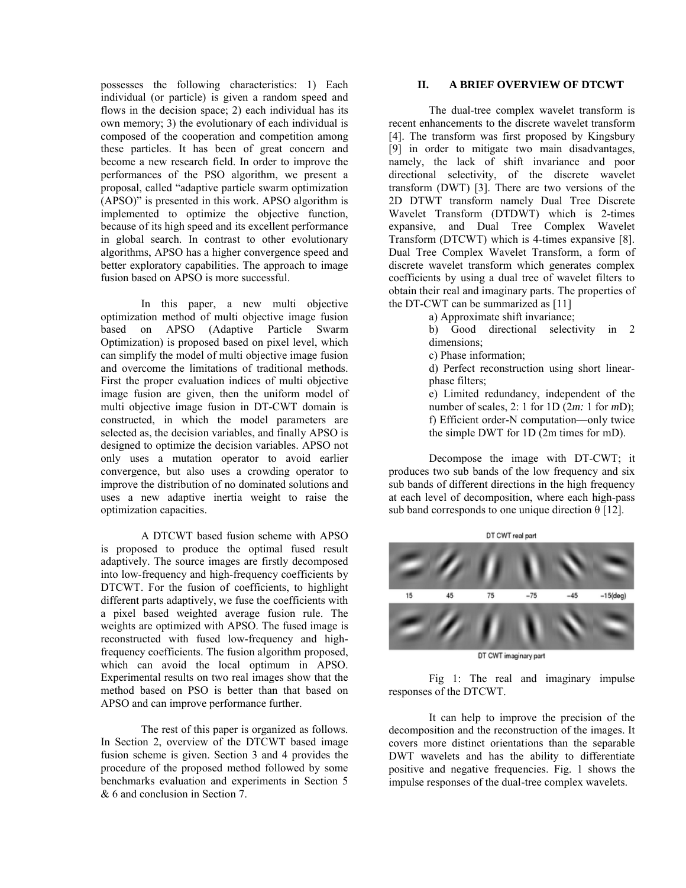possesses the following characteristics: 1) Each individual (or particle) is given a random speed and flows in the decision space; 2) each individual has its own memory; 3) the evolutionary of each individual is composed of the cooperation and competition among these particles. It has been of great concern and become a new research field. In order to improve the performances of the PSO algorithm, we present a proposal, called "adaptive particle swarm optimization (APSO)" is presented in this work. APSO algorithm is implemented to optimize the objective function, because of its high speed and its excellent performance in global search. In contrast to other evolutionary algorithms, APSO has a higher convergence speed and better exploratory capabilities. The approach to image fusion based on APSO is more successful.

In this paper, a new multi objective optimization method of multi objective image fusion based on APSO (Adaptive Particle Swarm Optimization) is proposed based on pixel level, which can simplify the model of multi objective image fusion and overcome the limitations of traditional methods. First the proper evaluation indices of multi objective image fusion are given, then the uniform model of multi objective image fusion in DT-CWT domain is constructed, in which the model parameters are selected as, the decision variables, and finally APSO is designed to optimize the decision variables. APSO not only uses a mutation operator to avoid earlier convergence, but also uses a crowding operator to improve the distribution of no dominated solutions and uses a new adaptive inertia weight to raise the optimization capacities.

A DTCWT based fusion scheme with APSO is proposed to produce the optimal fused result adaptively. The source images are firstly decomposed into low-frequency and high-frequency coefficients by DTCWT. For the fusion of coefficients, to highlight different parts adaptively, we fuse the coefficients with a pixel based weighted average fusion rule. The weights are optimized with APSO. The fused image is reconstructed with fused low-frequency and high-frequency coefficients. The fusion algorithm proposed, which can avoid the local optimum in APSO. Experimental results on two real images show that the method based on PSO is better than that based on APSO and can improve performance further.

The rest of this paper is organized as follows. In Section 2, overview of the DTCWT based image fusion scheme is given. Section 3 and 4 provides the procedure of the proposed method followed by some benchmarks evaluation and experiments in Section 5 & 6 and conclusion in Section 7.

## II. A BRIEF OVERVIEW OF DTCWT

The dual-tree complex wavelet transform is recent enhancements to the discrete wavelet transform [4]. The transform was first proposed by Kingsbury [9] in order to mitigate two main disadvantages, namely, the lack of shift invariance and poor directional selectivity, of the discrete wavelet transform (DWT) [3]. There are two versions of the 2D DTWT transform namely Dual Tree Discrete Wavelet Transform (DTDWT) which is 2-times expansive, and Dual Tree Complex Wavelet Transform (DTCWT) which is 4-times expansive [8]. Dual Tree Complex Wavelet Transform, a form of discrete wavelet transform which generates complex coefficients by using a dual tree of wavelet filters to obtain their real and imaginary parts. The properties of the DT-CWT can be summarized as [11]

a) Approximate shift invariance;

b) Good directional selectivity in 2 dimensions;

c) Phase information;

d) Perfect reconstruction using short linear-phase filters;

e) Limited redundancy, independent of the number of scales, 2: 1 for 1D ($2m$: 1 for $m$D);

f) Efficient order-N computation—only twice the simple DWT for 1D (2m times for mD).

Decompose the image with DT-CWT; it produces two sub bands of the low frequency and six sub bands of different directions in the high frequency at each level of decomposition, where each high-pass sub band corresponds to one unique direction θ [12].

Fig 1: The real and imaginary impulse responses of the DTCWT.

It can help to improve the precision of the decomposition and the reconstruction of the images. It covers more distinct orientations than the separable DWT wavelets and has the ability to differentiate positive and negative frequencies. Fig. 1 shows the impulse responses of the dual-tree complex wavelets.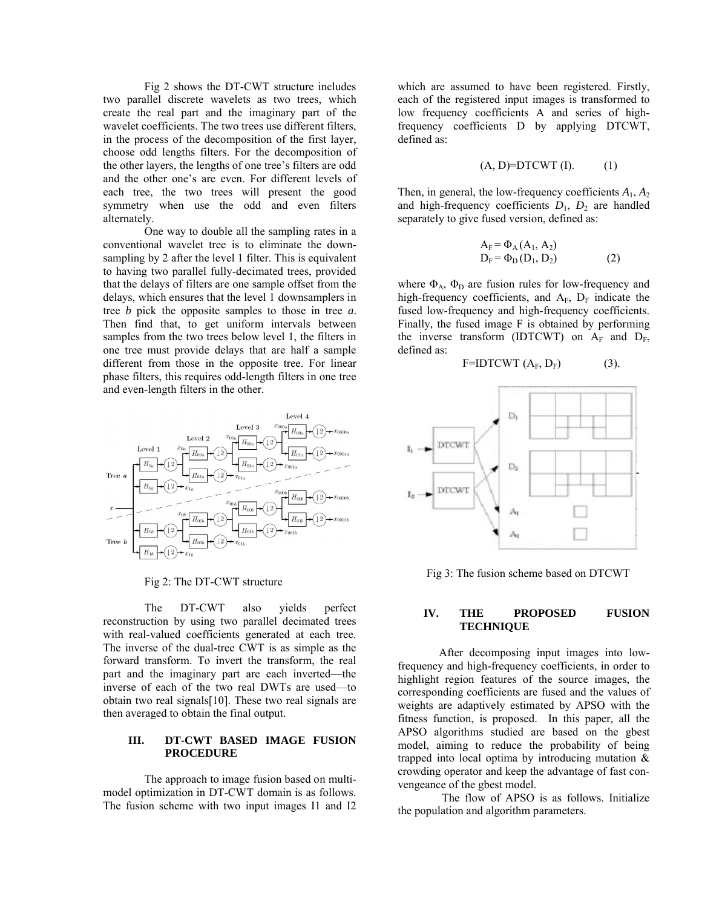Fig 2 shows the DT-CWT structure includes two parallel discrete wavelets as two trees, which create the real part and the imaginary part of the wavelet coefficients. The two trees use different filters, in the process of the decomposition of the first layer, choose odd lengths filters. For the decomposition of the other layers, the lengths of one tree's filters are odd and the other one's are even. For different levels of each tree, the two trees will present the good symmetry when use the odd and even filters alternately.

One way to double all the sampling rates in a conventional wavelet tree is to eliminate the down-sampling by 2 after the level 1 filter. This is equivalent to having two parallel fully-decimated trees, provided that the delays of filters are one sample offset from the delays, which ensures that the level 1 downsamplers in tree *b* pick the opposite samples to those in tree *a*. Then find that, to get uniform intervals between samples from the two trees below level 1, the filters in one tree must provide delays that are half a sample different from those in the opposite tree. For linear phase filters, this requires odd-length filters in one tree and even-length filters in the other.

Fig 2: The DT-CWT structure

The DT-CWT also yields perfect reconstruction by using two parallel decimated trees with real-valued coefficients generated at each tree. The inverse of the dual-tree CWT is as simple as the forward transform. To invert the transform, the real part and the imaginary part are each inverted—the inverse of each of the two real DWTs are used—to obtain two real signals[10]. These two real signals are then averaged to obtain the final output.

## III. DT-CWT BASED IMAGE FUSION PROCEDURE

The approach to image fusion based on multi-model optimization in DT-CWT domain is as follows. The fusion scheme with two input images I1 and I2 which are assumed to have been registered. Firstly, each of the registered input images is transformed to low frequency coefficients A and series of high-frequency coefficients D by applying DTCWT, defined as:

$$(A, D)=\text{DTCWT}(I). \qquad (1)$$

Then, in general, the low-frequency coefficients $A_1$, $A_2$ and high-frequency coefficients $D_1$, $D_2$ are handled separately to give fused version, defined as:

$$A_F = \Phi_A(A_1, A_2)$$
$$D_F = \Phi_D(D_1, D_2) \qquad (2)$$

where $\Phi_A$, $\Phi_D$ are fusion rules for low-frequency and high-frequency coefficients, and $A_F$, $D_F$ indicate the fused low-frequency and high-frequency coefficients. Finally, the fused image F is obtained by performing the inverse transform (IDTCWT) on $A_F$ and $D_F$, defined as:

$$F=\text{IDTCWT}(A_F, D_F) \qquad (3).$$

Fig 3: The fusion scheme based on DTCWT

## IV. THE PROPOSED FUSION TECHNIQUE

After decomposing input images into low-frequency and high-frequency coefficients, in order to highlight region features of the source images, the corresponding coefficients are fused and the values of weights are adaptively estimated by APSO with the fitness function, is proposed. In this paper, all the APSO algorithms studied are based on the gbest model, aiming to reduce the probability of being trapped into local optima by introducing mutation & crowding operator and keep the advantage of fast con-vengeance of the gbest model.

The flow of APSO is as follows. Initialize the population and algorithm parameters.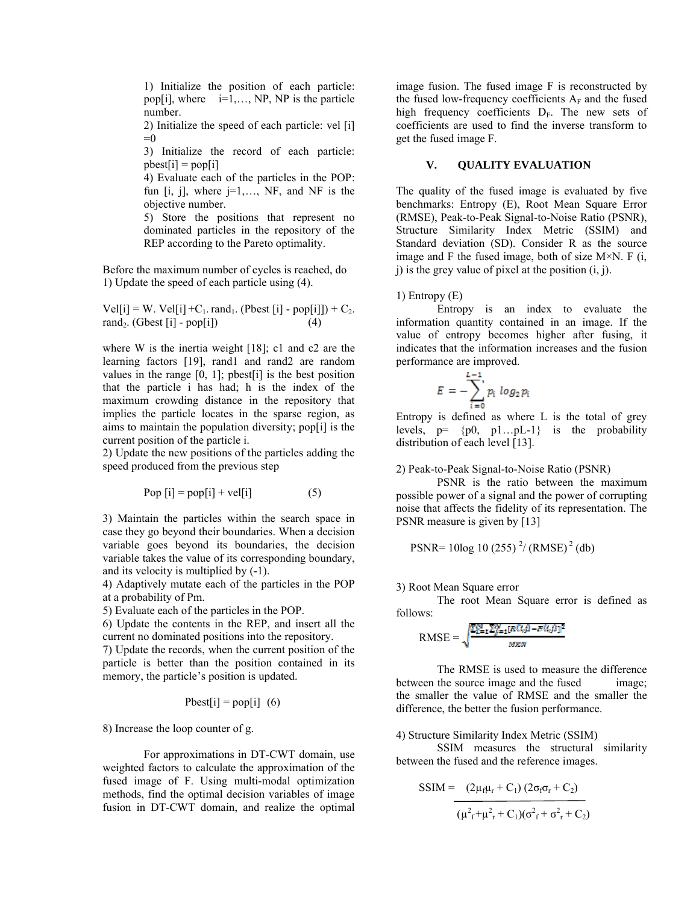1) Initialize the position of each particle: pop[i], where i=1,…, NP, NP is the particle number.

2) Initialize the speed of each particle: vel [i] =0

3) Initialize the record of each particle: pbest[i] = pop[i]

4) Evaluate each of the particles in the POP: fun [i, j], where j=1,…, NF, and NF is the objective number.

5) Store the positions that represent no dominated particles in the repository of the REP according to the Pareto optimality.

Before the maximum number of cycles is reached, do

1) Update the speed of each particle using (4).

$$Vel[i] = W. Vel[i] + C_1. rand_1. (Pbest[i] - pop[i]]) + C_2. rand_2. (Gbest[i] - pop[i]) \quad (4)$$

where W is the inertia weight [18]; c1 and c2 are the learning factors [19], rand1 and rand2 are random values in the range [0, 1]; pbest[i] is the best position that the particle i has had; h is the index of the maximum crowding distance in the repository that implies the particle locates in the sparse region, as aims to maintain the population diversity; pop[i] is the current position of the particle i.

2) Update the new positions of the particles adding the speed produced from the previous step

$$Pop[i] = pop[i] + vel[i] \quad (5)$$

3) Maintain the particles within the search space in case they go beyond their boundaries. When a decision variable goes beyond its boundaries, the decision variable takes the value of its corresponding boundary, and its velocity is multiplied by (-1).

4) Adaptively mutate each of the particles in the POP at a probability of Pm.

5) Evaluate each of the particles in the POP.

6) Update the contents in the REP, and insert all the current no dominated positions into the repository.

7) Update the records, when the current position of the particle is better than the position contained in its memory, the particle's position is updated.

$$Pbest[i] = pop[i] \quad (6)$$

8) Increase the loop counter of g.

For approximations in DT-CWT domain, use weighted factors to calculate the approximation of the fused image of F. Using multi-modal optimization methods, find the optimal decision variables of image fusion in DT-CWT domain, and realize the optimal image fusion. The fused image F is reconstructed by the fused low-frequency coefficients $A_F$ and the fused high frequency coefficients $D_F$. The new sets of coefficients are used to find the inverse transform to get the fused image F.

## V. QUALITY EVALUATION

The quality of the fused image is evaluated by five benchmarks: Entropy (E), Root Mean Square Error (RMSE), Peak-to-Peak Signal-to-Noise Ratio (PSNR), Structure Similarity Index Metric (SSIM) and Standard deviation (SD). Consider R as the source image and F the fused image, both of size M×N. F (i, j) is the grey value of pixel at the position (i, j).

1) Entropy (E)

Entropy is an index to evaluate the information quantity contained in an image. If the value of entropy becomes higher after fusing, it indicates that the information increases and the fusion performance are improved.

$$E = -\sum_{i=0}^{L-1} p_i \log_2 p_i$$

Entropy is defined as where L is the total of grey levels, p= {p0, p1…pL-1} is the probability distribution of each level [13].

2) Peak-to-Peak Signal-to-Noise Ratio (PSNR)

PSNR is the ratio between the maximum possible power of a signal and the power of corrupting noise that affects the fidelity of its representation. The PSNR measure is given by [13]

$$PSNR = 10\log 10\ (255)^2 / (RMSE)^2\ (db)$$

3) Root Mean Square error

The root Mean Square error is defined as follows:

$$RMSE = \sqrt{\frac{\sum_{i=1}^{M}\sum_{j=1}^{N}[R(i,j) - F(i,j)]^2}{MXN}}$$

The RMSE is used to measure the difference between the source image and the fused image; the smaller the value of RMSE and the smaller the difference, the better the fusion performance.

4) Structure Similarity Index Metric (SSIM)

SSIM measures the structural similarity between the fused and the reference images.

$$SSIM = \frac{(2\mu_f\mu_r + C_1)(2\sigma_f\sigma_r + C_2)}{(\mu_f^2 + \mu_r^2 + C_1)(\sigma_f^2 + \sigma_r^2 + C_2)}$$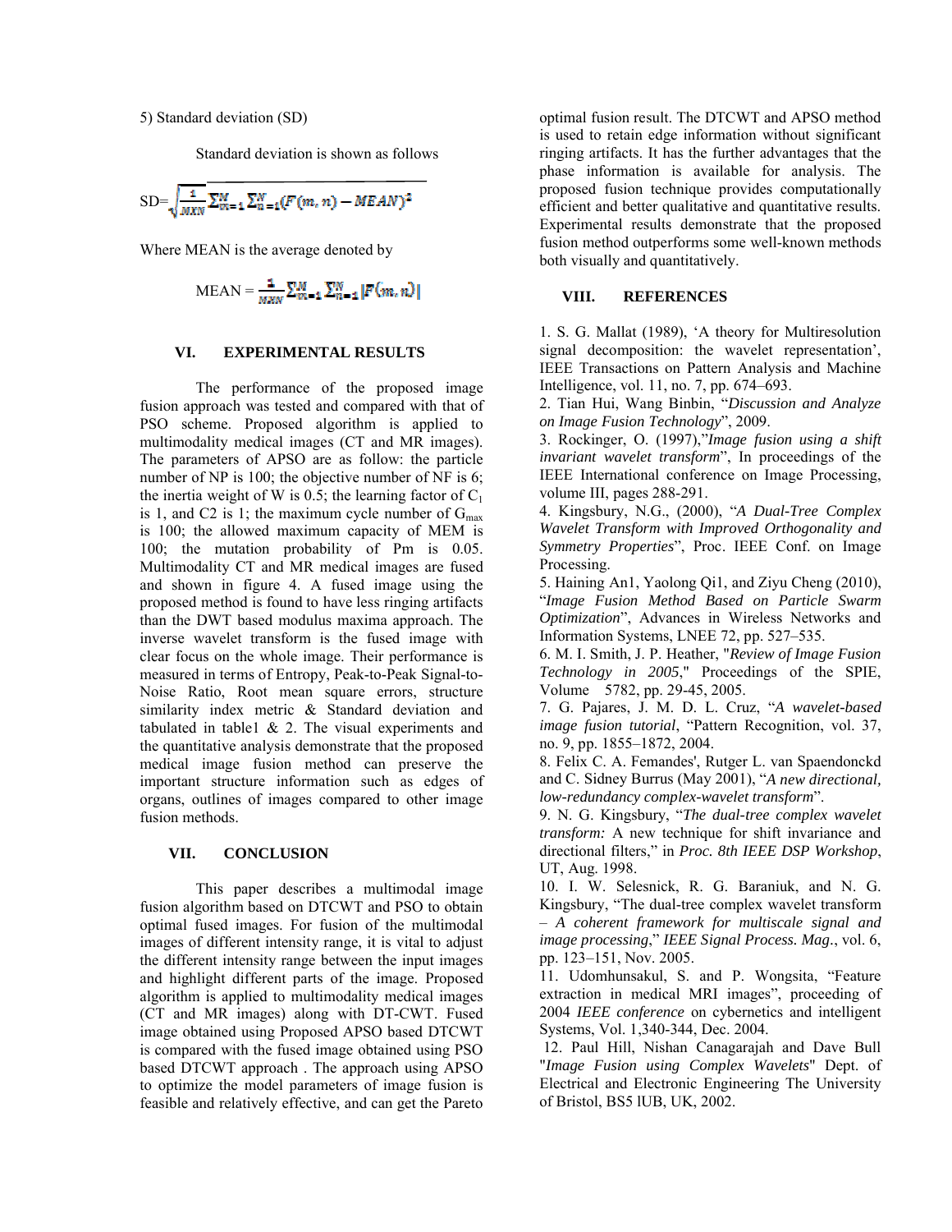5) Standard deviation (SD)

Standard deviation is shown as follows

$$SD=\sqrt{\frac{1}{MXN}\sum_{m=1}^{M}\sum_{n=1}^{N}(F(m,n)-MEAN)^2}$$

Where MEAN is the average denoted by

$$MEAN = \frac{1}{MXN}\sum_{m=1}^{M}\sum_{n=1}^{N}|F(m,n)|$$

## VI. EXPERIMENTAL RESULTS

The performance of the proposed image fusion approach was tested and compared with that of PSO scheme. Proposed algorithm is applied to multimodality medical images (CT and MR images). The parameters of APSO are as follow: the particle number of NP is 100; the objective number of NF is 6; the inertia weight of W is 0.5; the learning factor of $C_1$ is 1, and C2 is 1; the maximum cycle number of $G_{max}$ is 100; the allowed maximum capacity of MEM is 100; the mutation probability of Pm is 0.05. Multimodality CT and MR medical images are fused and shown in figure 4. A fused image using the proposed method is found to have less ringing artifacts than the DWT based modulus maxima approach. The inverse wavelet transform is the fused image with clear focus on the whole image. Their performance is measured in terms of Entropy, Peak-to-Peak Signal-to-Noise Ratio, Root mean square errors, structure similarity index metric & Standard deviation and tabulated in table1 & 2. The visual experiments and the quantitative analysis demonstrate that the proposed medical image fusion method can preserve the important structure information such as edges of organs, outlines of images compared to other image fusion methods.

## VII. CONCLUSION

This paper describes a multimodal image fusion algorithm based on DTCWT and PSO to obtain optimal fused images. For fusion of the multimodal images of different intensity range, it is vital to adjust the different intensity range between the input images and highlight different parts of the image. Proposed algorithm is applied to multimodality medical images (CT and MR images) along with DT-CWT. Fused image obtained using Proposed APSO based DTCWT is compared with the fused image obtained using PSO based DTCWT approach . The approach using APSO to optimize the model parameters of image fusion is feasible and relatively effective, and can get the Pareto optimal fusion result. The DTCWT and APSO method is used to retain edge information without significant ringing artifacts. It has the further advantages that the phase information is available for analysis. The proposed fusion technique provides computationally efficient and better qualitative and quantitative results. Experimental results demonstrate that the proposed fusion method outperforms some well-known methods both visually and quantitatively.

## VIII. REFERENCES

1. S. G. Mallat (1989), 'A theory for Multiresolution signal decomposition: the wavelet representation', IEEE Transactions on Pattern Analysis and Machine Intelligence, vol. 11, no. 7, pp. 674–693.

2. Tian Hui, Wang Binbin, "*Discussion and Analyze on Image Fusion Technology*", 2009.

3. Rockinger, O. (1997),"*Image fusion using a shift invariant wavelet transform*", In proceedings of the IEEE International conference on Image Processing, volume III, pages 288-291.

4. Kingsbury, N.G., (2000), "*A Dual-Tree Complex Wavelet Transform with Improved Orthogonality and Symmetry Properties*", Proc. IEEE Conf. on Image Processing.

5. Haining An1, Yaolong Qi1, and Ziyu Cheng (2010), "*Image Fusion Method Based on Particle Swarm Optimization*", Advances in Wireless Networks and Information Systems, LNEE 72, pp. 527–535.

6. M. I. Smith, J. P. Heather, "*Review of Image Fusion Technology in 2005*," Proceedings of the SPIE, Volume 5782, pp. 29-45, 2005.

7. G. Pajares, J. M. D. L. Cruz, "*A wavelet-based image fusion tutorial*, "Pattern Recognition, vol. 37, no. 9, pp. 1855–1872, 2004.

8. Felix C. A. Femandes', Rutger L. van Spaendonckd and C. Sidney Burrus (May 2001), "*A new directional, low-redundancy complex-wavelet transform*".

9. N. G. Kingsbury, "*The dual-tree complex wavelet transform:* A new technique for shift invariance and directional filters," in *Proc. 8th IEEE DSP Workshop*, UT, Aug. 1998.

10. I. W. Selesnick, R. G. Baraniuk, and N. G. Kingsbury, "The dual-tree complex wavelet transform – *A coherent framework for multiscale signal and image processing*," *IEEE Signal Process. Mag*., vol. 6, pp. 123–151, Nov. 2005.

11. Udomhunsakul, S. and P. Wongsita, "Feature extraction in medical MRI images", proceeding of 2004 *IEEE conference* on cybernetics and intelligent Systems, Vol. 1,340-344, Dec. 2004.

12. Paul Hill, Nishan Canagarajah and Dave Bull "*Image Fusion using Complex Wavelets*" Dept. of Electrical and Electronic Engineering The University of Bristol, BS5 lUB, UK, 2002.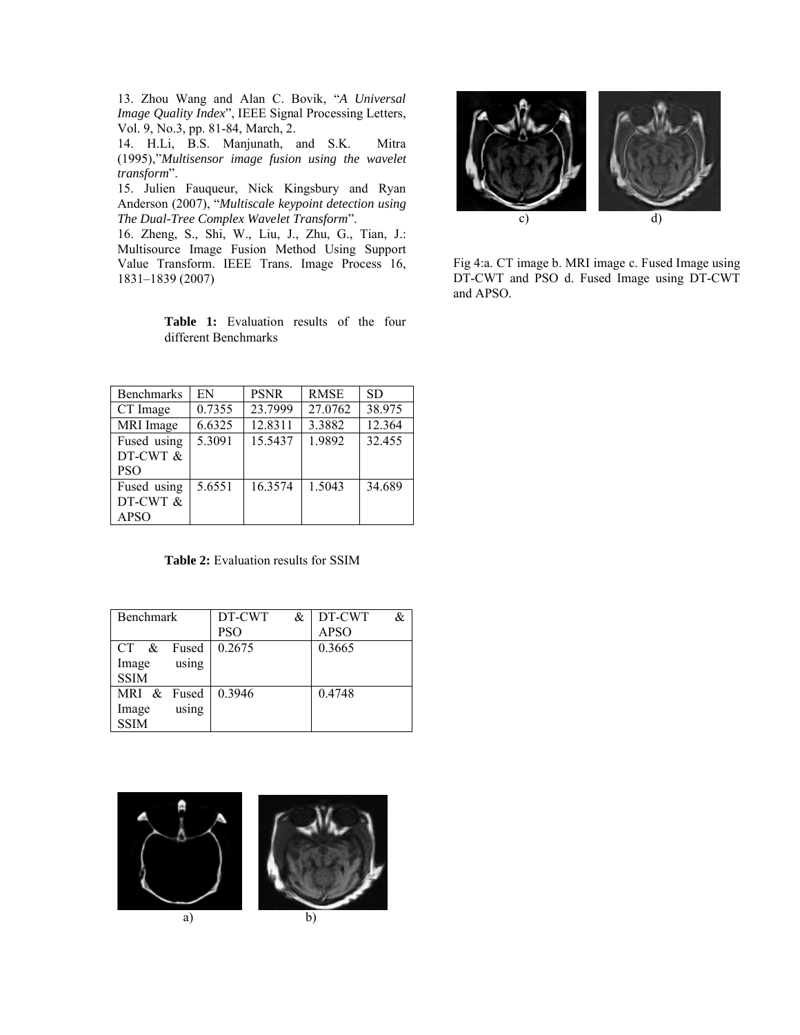13. Zhou Wang and Alan C. Bovik, "*A Universal Image Quality Index*", IEEE Signal Processing Letters, Vol. 9, No.3, pp. 81-84, March, 2.

14. H.Li, B.S. Manjunath, and S.K. Mitra (1995),"*Multisensor image fusion using the wavelet transform*".

15. Julien Fauqueur, Nick Kingsbury and Ryan Anderson (2007), "*Multiscale keypoint detection using The Dual-Tree Complex Wavelet Transform*".

16. Zheng, S., Shi, W., Liu, J., Zhu, G., Tian, J.: Multisource Image Fusion Method Using Support Value Transform. IEEE Trans. Image Process 16, 1831–1839 (2007)

**Table 1:** Evaluation results of the four different Benchmarks

| Benchmarks | EN | PSNR | RMSE | SD |
|---|---|---|---|---|
| CT Image | 0.7355 | 23.7999 | 27.0762 | 38.975 |
| MRI Image | 6.6325 | 12.8311 | 3.3882 | 12.364 |
| Fused using DT-CWT & PSO | 5.3091 | 15.5437 | 1.9892 | 32.455 |
| Fused using DT-CWT & APSO | 5.6551 | 16.3574 | 1.5043 | 34.689 |

**Table 2:** Evaluation results for SSIM

| Benchmark | DT-CWT & PSO | DT-CWT & APSO |
|---|---|---|
| CT & Fused Image using SSIM | 0.2675 | 0.3665 |
| MRI & Fused Image using SSIM | 0.3946 | 0.4748 |

a) b)

c) d)

Fig 4:a. CT image b. MRI image c. Fused Image using DT-CWT and PSO d. Fused Image using DT-CWT and APSO.